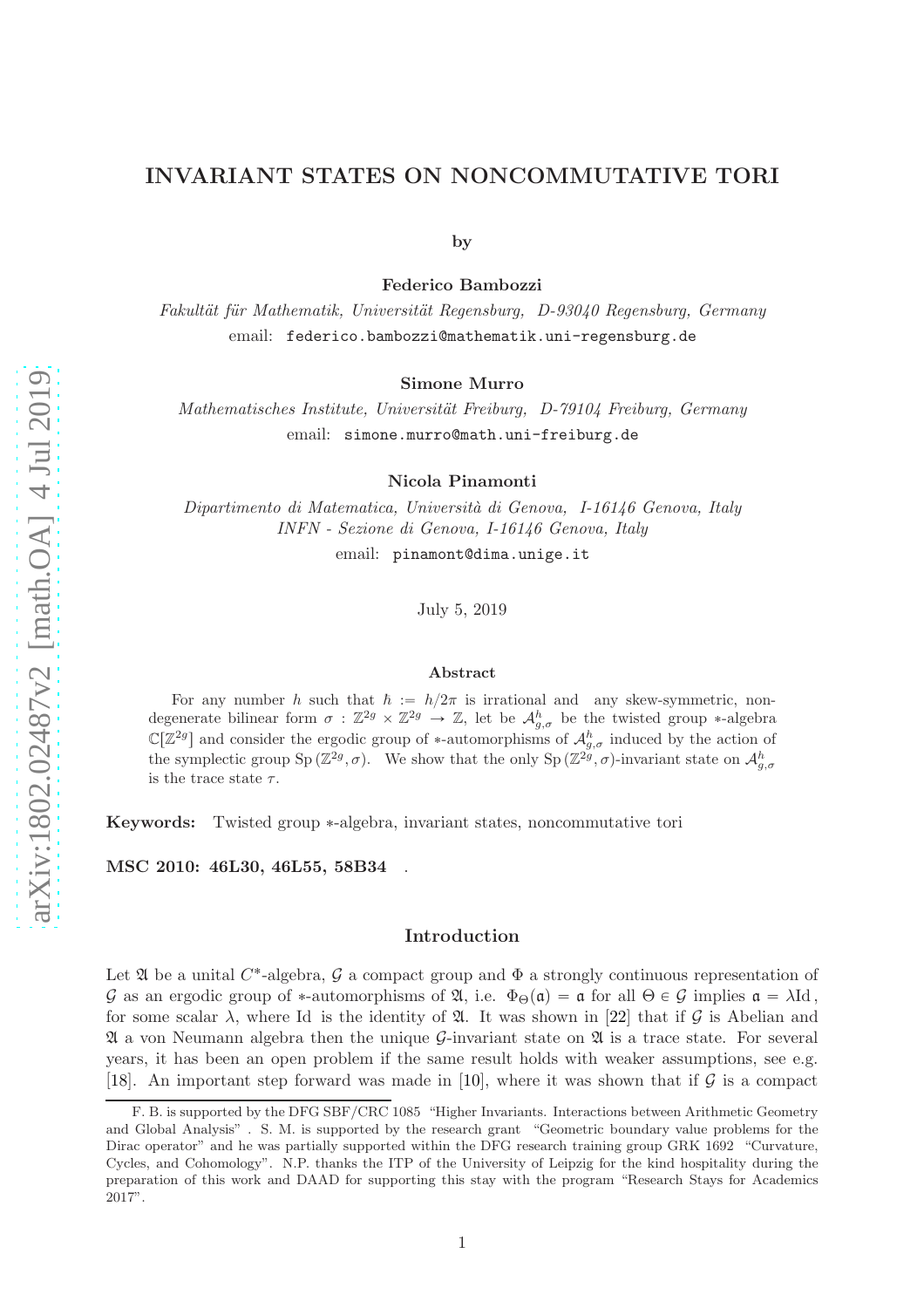# INVARIANT STATES ON NONCOMMUTATIVE TORI

by

**Federico Bambozzi**

*Fakultät für Mathematik, Universität Regensburg, D-93040 Regensburg, Germany*
email: federico.bambozzi@mathematik.uni-regensburg.de

**Simone Murro**

*Mathematisches Institute, Universität Freiburg, D-79104 Freiburg, Germany*
email: simone.murro@math.uni-freiburg.de

**Nicola Pinamonti**

*Dipartimento di Matematica, Università di Genova, I-16146 Genova, Italy*
*INFN - Sezione di Genova, I-16146 Genova, Italy*
email: pinamont@dima.unige.it

July 5, 2019

### Abstract

For any number $h$ such that $\hbar := h/2\pi$ is irrational and any skew-symmetric, non-degenerate bilinear form $\sigma : \mathbb{Z}^{2g} \times \mathbb{Z}^{2g} \to \mathbb{Z}$, let be $\mathcal{A}^h_{g,\sigma}$ be the twisted group $*$-algebra $\mathbb{C}[\mathbb{Z}^{2g}]$ and consider the ergodic group of $*$-automorphisms of $\mathcal{A}^h_{g,\sigma}$ induced by the action of the symplectic group $\mathrm{Sp}(\mathbb{Z}^{2g}, \sigma)$. We show that the only $\mathrm{Sp}(\mathbb{Z}^{2g}, \sigma)$-invariant state on $\mathcal{A}^h_{g,\sigma}$ is the trace state $\tau$.

**Keywords:** Twisted group $*$-algebra, invariant states, noncommutative tori

**MSC 2010: 46L30, 46L55, 58B34** .

## Introduction

Let $\mathfrak{A}$ be a unital $C^*$-algebra, $\mathcal{G}$ a compact group and $\Phi$ a strongly continuous representation of $\mathcal{G}$ as an ergodic group of $*$-automorphisms of $\mathfrak{A}$, i.e. $\Phi_\Theta(\mathfrak{a}) = \mathfrak{a}$ for all $\Theta \in \mathcal{G}$ implies $\mathfrak{a} = \lambda \mathrm{Id}$, for some scalar $\lambda$, where Id is the identity of $\mathfrak{A}$. It was shown in [22] that if $\mathcal{G}$ is Abelian and $\mathfrak{A}$ a von Neumann algebra then the unique $\mathcal{G}$-invariant state on $\mathfrak{A}$ is a trace state. For several years, it has been an open problem if the same result holds with weaker assumptions, see e.g. [18]. An important step forward was made in [10], where it was shown that if $\mathcal{G}$ is a compact

F. B. is supported by the DFG SBF/CRC 1085 "Higher Invariants. Interactions between Arithmetic Geometry and Global Analysis" . S. M. is supported by the research grant "Geometric boundary value problems for the Dirac operator" and he was partially supported within the DFG research training group GRK 1692 "Curvature, Cycles, and Cohomology". N.P. thanks the ITP of the University of Leipzig for the kind hospitality during the preparation of this work and DAAD for supporting this stay with the program "Research Stays for Academics 2017".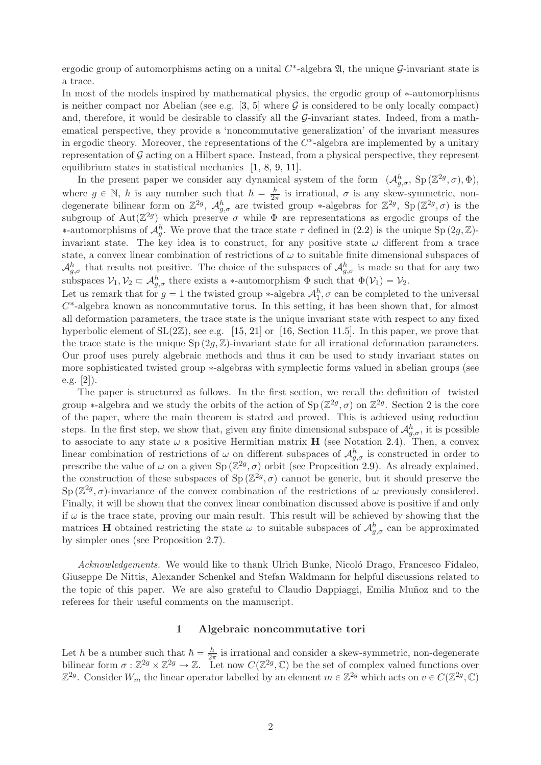ergodic group of automorphisms acting on a unital $C^*$-algebra $\mathfrak{A}$, the unique $\mathcal{G}$-invariant state is a trace.
In most of the models inspired by mathematical physics, the ergodic group of $*$-automorphisms is neither compact nor Abelian (see e.g. [3, 5] where $\mathcal{G}$ is considered to be only locally compact) and, therefore, it would be desirable to classify all the $\mathcal{G}$-invariant states. Indeed, from a mathematical perspective, they provide a 'noncommutative generalization' of the invariant measures in ergodic theory. Moreover, the representations of the $C^*$-algebra are implemented by a unitary representation of $\mathcal{G}$ acting on a Hilbert space. Instead, from a physical perspective, they represent equilibrium states in statistical mechanics [1, 8, 9, 11].

In the present paper we consider any dynamical system of the form $(\mathcal{A}^h_{g,\sigma}, \operatorname{Sp}(\mathbb{Z}^{2g}, \sigma), \Phi)$, where $g \in \mathbb{N}$, $h$ is any number such that $\hbar = \frac{h}{2\pi}$ is irrational, $\sigma$ is any skew-symmetric, non-degenerate bilinear form on $\mathbb{Z}^{2g}$, $\mathcal{A}^h_{g,\sigma}$ are twisted group $*$-algebras for $\mathbb{Z}^{2g}$, $\operatorname{Sp}(\mathbb{Z}^{2g}, \sigma)$ is the subgroup of $\operatorname{Aut}(\mathbb{Z}^{2g})$ which preserve $\sigma$ while $\Phi$ are representations as ergodic groups of the $*$-automorphisms of $\mathcal{A}^h_g$. We prove that the trace state $\tau$ defined in (2.2) is the unique $\operatorname{Sp}(2g, \mathbb{Z})$-invariant state. The key idea is to construct, for any positive state $\omega$ different from a trace state, a convex linear combination of restrictions of $\omega$ to suitable finite dimensional subspaces of $\mathcal{A}^h_{g,\sigma}$ that results not positive. The choice of the subspaces of $\mathcal{A}^h_{g,\sigma}$ is made so that for any two subspaces $\mathcal{V}_1, \mathcal{V}_2 \subset \mathcal{A}^h_{g,\sigma}$ there exists a $*$-automorphism $\Phi$ such that $\Phi(\mathcal{V}_1) = \mathcal{V}_2$.
Let us remark that for $g = 1$ the twisted group $*$-algebra $\mathcal{A}^h_1, \sigma$ can be completed to the universal $C^*$-algebra known as noncommutative torus. In this setting, it has been shown that, for almost all deformation parameters, the trace state is the unique invariant state with respect to any fixed hyperbolic element of $\operatorname{SL}(2\mathbb{Z})$, see e.g. [15, 21] or [16, Section 11.5]. In this paper, we prove that the trace state is the unique $\operatorname{Sp}(2g, \mathbb{Z})$-invariant state for all irrational deformation parameters. Our proof uses purely algebraic methods and thus it can be used to study invariant states on more sophisticated twisted group $*$-algebras with symplectic forms valued in abelian groups (see e.g. [2]).

The paper is structured as follows. In the first section, we recall the definition of twisted group $*$-algebra and we study the orbits of the action of $\operatorname{Sp}(\mathbb{Z}^{2g}, \sigma)$ on $\mathbb{Z}^{2g}$. Section 2 is the core of the paper, where the main theorem is stated and proved. This is achieved using reduction steps. In the first step, we show that, given any finite dimensional subspace of $\mathcal{A}^h_{g,\sigma}$, it is possible to associate to any state $\omega$ a positive Hermitian matrix $\mathbf{H}$ (see Notation 2.4). Then, a convex linear combination of restrictions of $\omega$ on different subspaces of $\mathcal{A}^h_{g,\sigma}$ is constructed in order to prescribe the value of $\omega$ on a given $\operatorname{Sp}(\mathbb{Z}^{2g}, \sigma)$ orbit (see Proposition 2.9). As already explained, the construction of these subspaces of $\operatorname{Sp}(\mathbb{Z}^{2g}, \sigma)$ cannot be generic, but it should preserve the $\operatorname{Sp}(\mathbb{Z}^{2g}, \sigma)$-invariance of the convex combination of the restrictions of $\omega$ previously considered. Finally, it will be shown that the convex linear combination discussed above is positive if and only if $\omega$ is the trace state, proving our main result. This result will be achieved by showing that the matrices $\mathbf{H}$ obtained restricting the state $\omega$ to suitable subspaces of $\mathcal{A}^h_{g,\sigma}$ can be approximated by simpler ones (see Proposition 2.7).

*Acknowledgements.* We would like to thank Ulrich Bunke, Nicoló Drago, Francesco Fidaleo, Giuseppe De Nittis, Alexander Schenkel and Stefan Waldmann for helpful discussions related to the topic of this paper. We are also grateful to Claudio Dappiaggi, Emilia Muñoz and to the referees for their useful comments on the manuscript.

## 1 Algebraic noncommutative tori

Let $h$ be a number such that $\hbar = \frac{h}{2\pi}$ is irrational and consider a skew-symmetric, non-degenerate bilinear form $\sigma : \mathbb{Z}^{2g} \times \mathbb{Z}^{2g} \to \mathbb{Z}$. Let now $C(\mathbb{Z}^{2g}, \mathbb{C})$ be the set of complex valued functions over $\mathbb{Z}^{2g}$. Consider $W_m$ the linear operator labelled by an element $m \in \mathbb{Z}^{2g}$ which acts on $v \in C(\mathbb{Z}^{2g}, \mathbb{C})$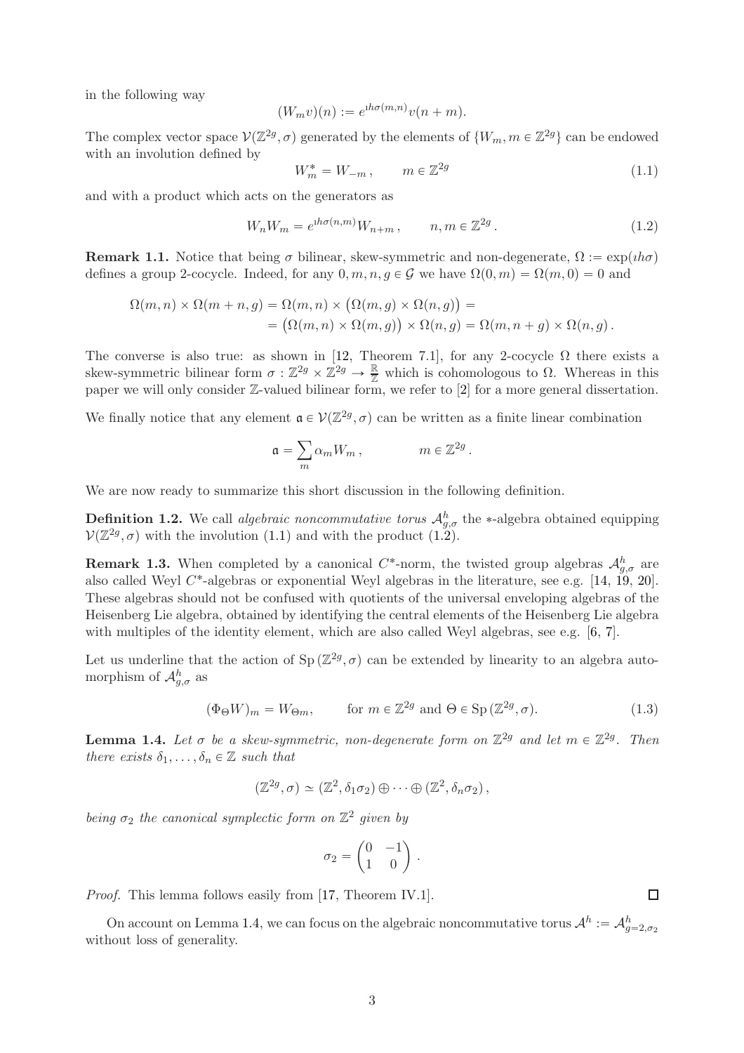in the following way

$$(W_m v)(n) := e^{\imath h\sigma(m,n)} v(n+m).$$

The complex vector space $\mathcal{V}(\mathbb{Z}^{2g},\sigma)$ generated by the elements of $\{W_m, m \in \mathbb{Z}^{2g}\}$ can be endowed with an involution defined by

$$W_m^* = W_{-m}\,, \qquad m \in \mathbb{Z}^{2g} \tag{1.1}$$

and with a product which acts on the generators as

$$W_n W_m = e^{\imath h\sigma(n,m)} W_{n+m}\,, \qquad n, m \in \mathbb{Z}^{2g}\,. \tag{1.2}$$

**Remark 1.1.** Notice that being $\sigma$ bilinear, skew-symmetric and non-degenerate, $\Omega := \exp(\imath h\sigma)$ defines a group 2-cocycle. Indeed, for any $0, m, n, g \in \mathcal{G}$ we have $\Omega(0,m) = \Omega(m,0) = 0$ and

$$\begin{aligned}\Omega(m,n) \times \Omega(m+n,g) &= \Omega(m,n) \times \big(\Omega(m,g) \times \Omega(n,g)\big) = \\ &= \big(\Omega(m,n) \times \Omega(m,g)\big) \times \Omega(n,g) = \Omega(m, n+g) \times \Omega(n,g)\,.\end{aligned}$$

The converse is also true: as shown in [12, Theorem 7.1], for any 2-cocycle $\Omega$ there exists a skew-symmetric bilinear form $\sigma : \mathbb{Z}^{2g} \times \mathbb{Z}^{2g} \to \frac{\mathbb{R}}{\mathbb{Z}}$ which is cohomologous to $\Omega$. Whereas in this paper we will only consider $\mathbb{Z}$-valued bilinear form, we refer to [2] for a more general dissertation.

We finally notice that any element $\mathfrak{a} \in \mathcal{V}(\mathbb{Z}^{2g},\sigma)$ can be written as a finite linear combination

$$\mathfrak{a} = \sum_m \alpha_m W_m\,, \qquad m \in \mathbb{Z}^{2g}\,.$$

We are now ready to summarize this short discussion in the following definition.

**Definition 1.2.** We call *algebraic noncommutative torus* $\mathcal{A}^h_{g,\sigma}$ the $*$-algebra obtained equipping $\mathcal{V}(\mathbb{Z}^{2g},\sigma)$ with the involution (1.1) and with the product (1.2).

**Remark 1.3.** When completed by a canonical $C^*$-norm, the twisted group algebras $\mathcal{A}^h_{g,\sigma}$ are also called Weyl $C^*$-algebras or exponential Weyl algebras in the literature, see e.g. [14, 19, 20]. These algebras should not be confused with quotients of the universal enveloping algebras of the Heisenberg Lie algebra, obtained by identifying the central elements of the Heisenberg Lie algebra with multiples of the identity element, which are also called Weyl algebras, see e.g. [6, 7].

Let us underline that the action of $\mathrm{Sp}\,(\mathbb{Z}^{2g},\sigma)$ can be extended by linearity to an algebra automorphism of $\mathcal{A}^h_{g,\sigma}$ as

$$(\Phi_\Theta W)_m = W_{\Theta m}, \qquad \text{for } m \in \mathbb{Z}^{2g} \text{ and } \Theta \in \mathrm{Sp}\,(\mathbb{Z}^{2g},\sigma). \tag{1.3}$$

**Lemma 1.4.** *Let $\sigma$ be a skew-symmetric, non-degenerate form on $\mathbb{Z}^{2g}$ and let $m \in \mathbb{Z}^{2g}$. Then there exists $\delta_1, \ldots, \delta_n \in \mathbb{Z}$ such that*

$$(\mathbb{Z}^{2g},\sigma) \simeq (\mathbb{Z}^2, \delta_1\sigma_2) \oplus \cdots \oplus (\mathbb{Z}^2, \delta_n\sigma_2)\,,$$

*being $\sigma_2$ the canonical symplectic form on $\mathbb{Z}^2$ given by*

$$\sigma_2 = \begin{pmatrix} 0 & -1 \\ 1 & 0 \end{pmatrix}.$$

*Proof.* This lemma follows easily from [17, Theorem IV.1]. ∎

On account on Lemma 1.4, we can focus on the algebraic noncommutative torus $\mathcal{A}^h := \mathcal{A}^h_{g=2,\sigma_2}$ without loss of generality.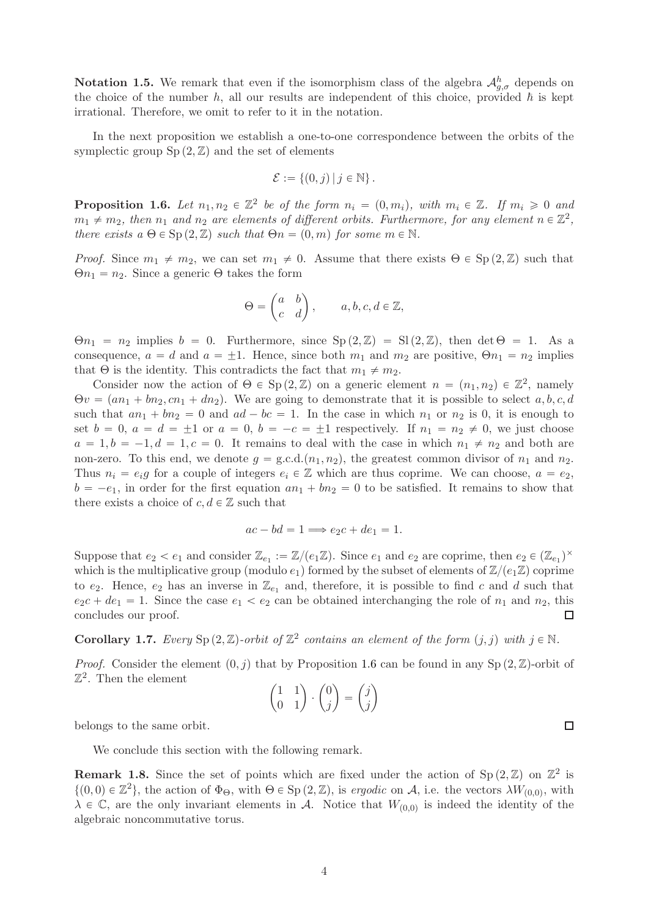**Notation 1.5.** We remark that even if the isomorphism class of the algebra $\mathcal{A}^{h}_{g,\sigma}$ depends on the choice of the number $h$, all our results are independent of this choice, provided $\hbar$ is kept irrational. Therefore, we omit to refer to it in the notation.

In the next proposition we establish a one-to-one correspondence between the orbits of the symplectic group $\mathrm{Sp}(2,\mathbb{Z})$ and the set of elements

$$\mathcal{E} := \{(0,j) \,|\, j \in \mathbb{N}\}\,.$$

**Proposition 1.6.** *Let $n_1, n_2 \in \mathbb{Z}^2$ be of the form $n_i = (0, m_i)$, with $m_i \in \mathbb{Z}$. If $m_i \geqslant 0$ and $m_1 \neq m_2$, then $n_1$ and $n_2$ are elements of different orbits. Furthermore, for any element $n \in \mathbb{Z}^2$, there exists a $\Theta \in \mathrm{Sp}(2,\mathbb{Z})$ such that $\Theta n = (0, m)$ for some $m \in \mathbb{N}$.*

*Proof.* Since $m_1 \neq m_2$, we can set $m_1 \neq 0$. Assume that there exists $\Theta \in \mathrm{Sp}(2,\mathbb{Z})$ such that $\Theta n_1 = n_2$. Since a generic $\Theta$ takes the form

$$\Theta = \begin{pmatrix} a & b \\ c & d \end{pmatrix}, \qquad a, b, c, d \in \mathbb{Z},$$

$\Theta n_1 = n_2$ implies $b = 0$. Furthermore, since $\mathrm{Sp}(2,\mathbb{Z}) = \mathrm{Sl}(2,\mathbb{Z})$, then $\det\Theta = 1$. As a consequence, $a = d$ and $a = \pm 1$. Hence, since both $m_1$ and $m_2$ are positive, $\Theta n_1 = n_2$ implies that $\Theta$ is the identity. This contradicts the fact that $m_1 \neq m_2$.

Consider now the action of $\Theta \in \mathrm{Sp}(2,\mathbb{Z})$ on a generic element $n = (n_1, n_2) \in \mathbb{Z}^2$, namely $\Theta v = (an_1 + bn_2, cn_1 + dn_2)$. We are going to demonstrate that it is possible to select $a, b, c, d$ such that $an_1 + bn_2 = 0$ and $ad - bc = 1$. In the case in which $n_1$ or $n_2$ is 0, it is enough to set $b = 0$, $a = d = \pm 1$ or $a = 0$, $b = -c = \pm 1$ respectively. If $n_1 = n_2 \neq 0$, we just choose $a = 1, b = -1, d = 1, c = 0$. It remains to deal with the case in which $n_1 \neq n_2$ and both are non-zero. To this end, we denote $g = \mathrm{g.c.d.}(n_1, n_2)$, the greatest common divisor of $n_1$ and $n_2$. Thus $n_i = e_i g$ for a couple of integers $e_i \in \mathbb{Z}$ which are thus coprime. We can choose, $a = e_2$, $b = -e_1$, in order for the first equation $an_1 + bn_2 = 0$ to be satisfied. It remains to show that there exists a choice of $c, d \in \mathbb{Z}$ such that

$$ac - bd = 1 \Longrightarrow e_2 c + de_1 = 1.$$

Suppose that $e_2 < e_1$ and consider $\mathbb{Z}_{e_1} := \mathbb{Z}/(e_1\mathbb{Z})$. Since $e_1$ and $e_2$ are coprime, then $e_2 \in (\mathbb{Z}_{e_1})^\times$ which is the multiplicative group (modulo $e_1$) formed by the subset of elements of $\mathbb{Z}/(e_1\mathbb{Z})$ coprime to $e_2$. Hence, $e_2$ has an inverse in $\mathbb{Z}_{e_1}$ and, therefore, it is possible to find $c$ and $d$ such that $e_2 c + de_1 = 1$. Since the case $e_1 < e_2$ can be obtained interchanging the role of $n_1$ and $n_2$, this concludes our proof. $\square$

**Corollary 1.7.** *Every $\mathrm{Sp}(2,\mathbb{Z})$-orbit of $\mathbb{Z}^2$ contains an element of the form $(j, j)$ with $j \in \mathbb{N}$.*

*Proof.* Consider the element $(0, j)$ that by Proposition 1.6 can be found in any $\mathrm{Sp}(2,\mathbb{Z})$-orbit of $\mathbb{Z}^2$. Then the element

$$\begin{pmatrix} 1 & 1 \\ 0 & 1 \end{pmatrix} \cdot \begin{pmatrix} 0 \\ j \end{pmatrix} = \begin{pmatrix} j \\ j \end{pmatrix}$$

belongs to the same orbit. $\square$

We conclude this section with the following remark.

**Remark 1.8.** Since the set of points which are fixed under the action of $\mathrm{Sp}(2,\mathbb{Z})$ on $\mathbb{Z}^2$ is $\{(0,0) \in \mathbb{Z}^2\}$, the action of $\Phi_\Theta$, with $\Theta \in \mathrm{Sp}(2,\mathbb{Z})$, is *ergodic* on $\mathcal{A}$, i.e. the vectors $\lambda W_{(0,0)}$, with $\lambda \in \mathbb{C}$, are the only invariant elements in $\mathcal{A}$. Notice that $W_{(0,0)}$ is indeed the identity of the algebraic noncommutative torus.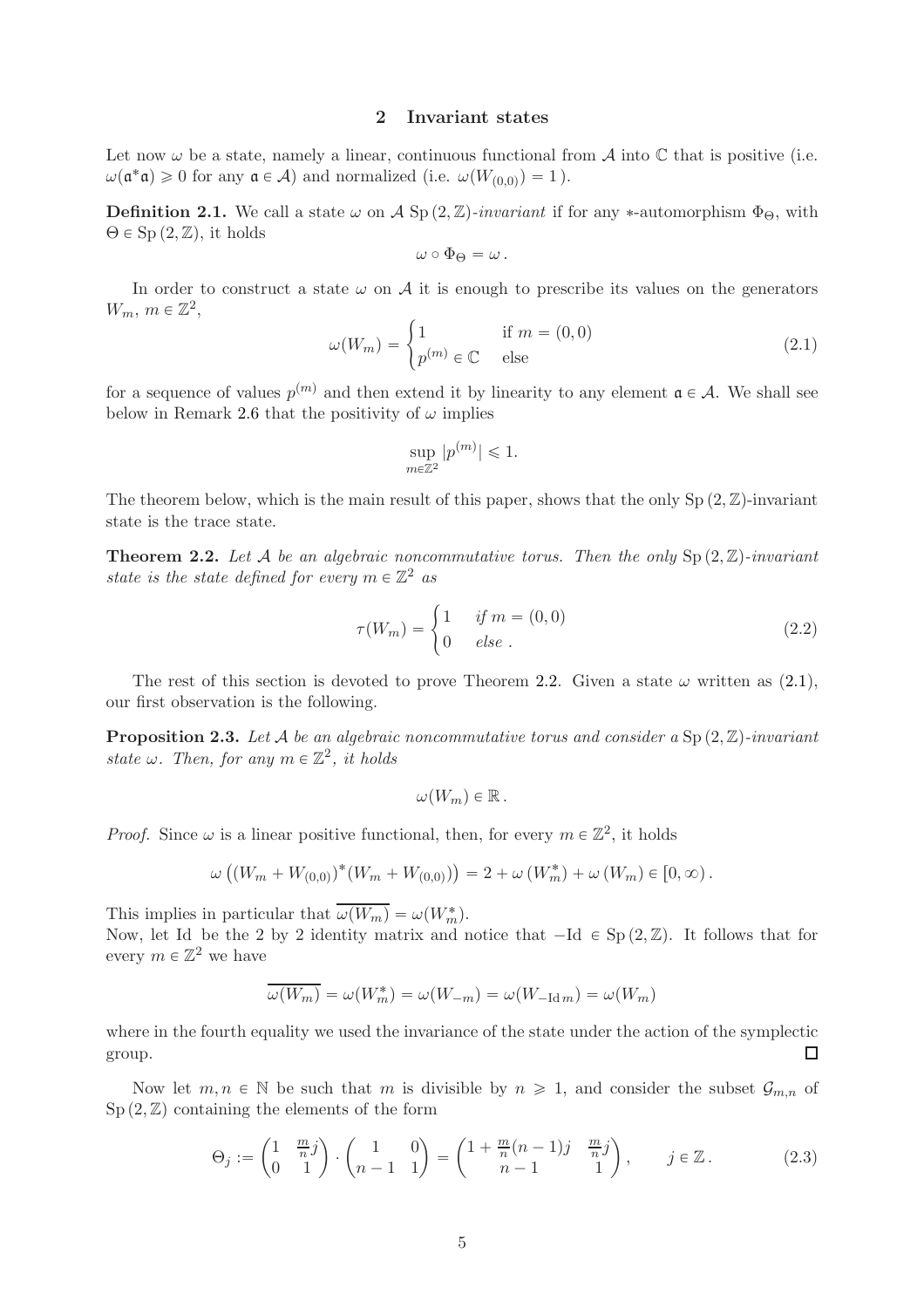## 2 Invariant states

Let now $\omega$ be a state, namely a linear, continuous functional from $\mathcal{A}$ into $\mathbb{C}$ that is positive (i.e. $\omega(\mathfrak{a}^*\mathfrak{a}) \geqslant 0$ for any $\mathfrak{a} \in \mathcal{A}$) and normalized (i.e. $\omega(W_{(0,0)}) = 1$).

**Definition 2.1.** We call a state $\omega$ on $\mathcal{A}$ $\mathrm{Sp}\,(2,\mathbb{Z})$*-invariant* if for any $*$-automorphism $\Phi_\Theta$, with $\Theta \in \mathrm{Sp}\,(2,\mathbb{Z})$, it holds

$$\omega \circ \Phi_\Theta = \omega\,.$$

In order to construct a state $\omega$ on $\mathcal{A}$ it is enough to prescribe its values on the generators $W_m$, $m \in \mathbb{Z}^2$,

$$\omega(W_m) = \begin{cases} 1 & \text{if } m = (0,0) \\ p^{(m)} \in \mathbb{C} & \text{else} \end{cases} \tag{2.1}$$

for a sequence of values $p^{(m)}$ and then extend it by linearity to any element $\mathfrak{a} \in \mathcal{A}$. We shall see below in Remark 2.6 that the positivity of $\omega$ implies

$$\sup_{m\in\mathbb{Z}^2} |p^{(m)}| \leqslant 1.$$

The theorem below, which is the main result of this paper, shows that the only $\mathrm{Sp}\,(2,\mathbb{Z})$-invariant state is the trace state.

**Theorem 2.2.** *Let $\mathcal{A}$ be an algebraic noncommutative torus. Then the only $\mathrm{Sp}\,(2,\mathbb{Z})$-invariant state is the state defined for every $m \in \mathbb{Z}^2$ as*

$$\tau(W_m) = \begin{cases} 1 & \textit{if } m = (0,0) \\ 0 & \textit{else}\,. \end{cases} \tag{2.2}$$

The rest of this section is devoted to prove Theorem 2.2. Given a state $\omega$ written as (2.1), our first observation is the following.

**Proposition 2.3.** *Let $\mathcal{A}$ be an algebraic noncommutative torus and consider a $\mathrm{Sp}\,(2,\mathbb{Z})$-invariant state $\omega$. Then, for any $m \in \mathbb{Z}^2$, it holds*

$$\omega(W_m) \in \mathbb{R}\,.$$

*Proof.* Since $\omega$ is a linear positive functional, then, for every $m \in \mathbb{Z}^2$, it holds

$$\omega\left((W_m + W_{(0,0)})^*(W_m + W_{(0,0)})\right) = 2 + \omega\left(W_m^*\right) + \omega\left(W_m\right) \in [0,\infty)\,.$$

This implies in particular that $\overline{\omega(W_m)} = \omega(W_m^*)$.
Now, let Id be the 2 by 2 identity matrix and notice that $-\mathrm{Id} \in \mathrm{Sp}\,(2,\mathbb{Z})$. It follows that for every $m \in \mathbb{Z}^2$ we have

$$\overline{\omega(W_m)} = \omega(W_m^*) = \omega(W_{-m}) = \omega(W_{-\mathrm{Id}\,m}) = \omega(W_m)$$

where in the fourth equality we used the invariance of the state under the action of the symplectic group. □

Now let $m, n \in \mathbb{N}$ be such that $m$ is divisible by $n \geqslant 1$, and consider the subset $\mathcal{G}_{m,n}$ of $\mathrm{Sp}\,(2,\mathbb{Z})$ containing the elements of the form

$$\Theta_j := \begin{pmatrix} 1 & \frac{m}{n}j \\ 0 & 1 \end{pmatrix} \cdot \begin{pmatrix} 1 & 0 \\ n-1 & 1 \end{pmatrix} = \begin{pmatrix} 1 + \frac{m}{n}(n-1)j & \frac{m}{n}j \\ n-1 & 1 \end{pmatrix}, \qquad j \in \mathbb{Z}\,. \tag{2.3}$$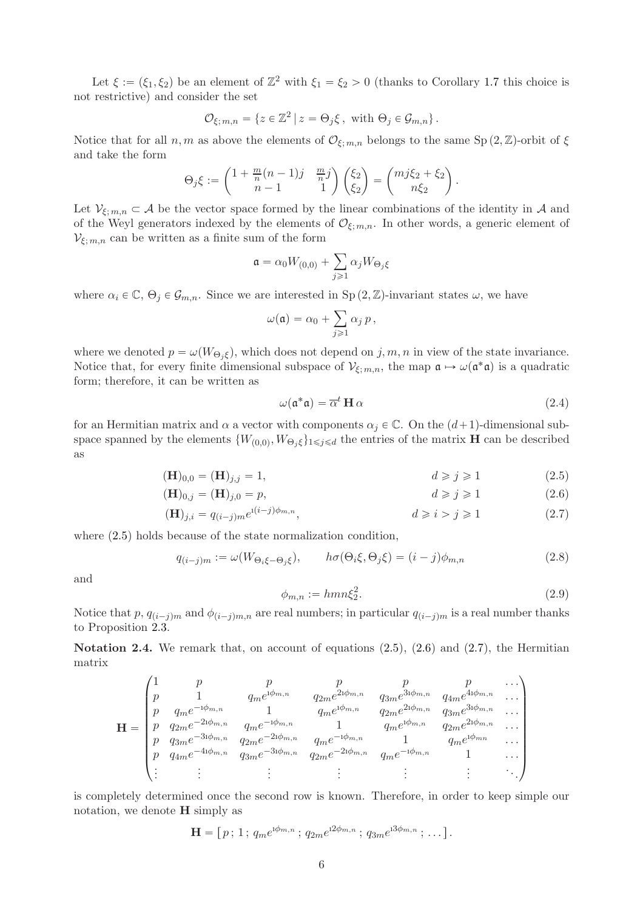Let $\xi := (\xi_1, \xi_2)$ be an element of $\mathbb{Z}^2$ with $\xi_1 = \xi_2 > 0$ (thanks to Corollary 1.7 this choice is not restrictive) and consider the set

$$\mathcal{O}_{\xi;\,m,n} = \{z \in \mathbb{Z}^2 \,|\, z = \Theta_j \xi\,,\ \text{with } \Theta_j \in \mathcal{G}_{m,n}\}\,.$$

Notice that for all $n, m$ as above the elements of $\mathcal{O}_{\xi;\,m,n}$ belongs to the same $\mathrm{Sp}\,(2, \mathbb{Z})$-orbit of $\xi$ and take the form

$$\Theta_j \xi := \begin{pmatrix} 1 + \frac{m}{n}(n-1)j & \frac{m}{n}j \\ n-1 & 1 \end{pmatrix} \begin{pmatrix} \xi_2 \\ \xi_2 \end{pmatrix} = \begin{pmatrix} mj\xi_2 + \xi_2 \\ n\xi_2 \end{pmatrix}.$$

Let $\mathcal{V}_{\xi;\,m,n} \subset \mathcal{A}$ be the vector space formed by the linear combinations of the identity in $\mathcal{A}$ and of the Weyl generators indexed by the elements of $\mathcal{O}_{\xi;\,m,n}$. In other words, a generic element of $\mathcal{V}_{\xi;\,m,n}$ can be written as a finite sum of the form

$$\mathfrak{a} = \alpha_0 W_{(0,0)} + \sum_{j \geqslant 1} \alpha_j W_{\Theta_j \xi}$$

where $\alpha_i \in \mathbb{C}$, $\Theta_j \in \mathcal{G}_{m,n}$. Since we are interested in $\mathrm{Sp}\,(2, \mathbb{Z})$-invariant states $\omega$, we have

$$\omega(\mathfrak{a}) = \alpha_0 + \sum_{j \geqslant 1} \alpha_j\, p\,,$$

where we denoted $p = \omega(W_{\Theta_j \xi})$, which does not depend on $j, m, n$ in view of the state invariance. Notice that, for every finite dimensional subspace of $\mathcal{V}_{\xi;\,m,n}$, the map $\mathfrak{a} \mapsto \omega(\mathfrak{a}^*\mathfrak{a})$ is a quadratic form; therefore, it can be written as

$$\omega(\mathfrak{a}^*\mathfrak{a}) = \overline{\alpha}^t\, \mathbf{H}\, \alpha \tag{2.4}$$

for an Hermitian matrix and $\alpha$ a vector with components $\alpha_j \in \mathbb{C}$. On the $(d+1)$-dimensional subspace spanned by the elements $\{W_{(0,0)}, W_{\Theta_j \xi}\}_{1 \leqslant j \leqslant d}$ the entries of the matrix $\mathbf{H}$ can be described as

$$(\mathbf{H})_{0,0} = (\mathbf{H})_{j,j} = 1, \qquad d \geqslant j \geqslant 1 \tag{2.5}$$

$$(\mathbf{H})_{0,j} = (\mathbf{H})_{j,0} = p, \qquad d \geqslant j \geqslant 1 \tag{2.6}$$

$$(\mathbf{H})_{j,i} = q_{(i-j)m} e^{\imath (i-j)\phi_{m,n}}, \qquad d \geqslant i > j \geqslant 1 \tag{2.7}$$

where (2.5) holds because of the state normalization condition,

$$q_{(i-j)m} := \omega(W_{\Theta_i \xi - \Theta_j \xi}), \qquad h\sigma(\Theta_i \xi, \Theta_j \xi) = (i-j)\phi_{m,n} \tag{2.8}$$

and

$$\phi_{m,n} := hmn\xi_2^2. \tag{2.9}$$

Notice that $p$, $q_{(i-j)m}$ and $\phi_{(i-j)m,n}$ are real numbers; in particular $q_{(i-j)m}$ is a real number thanks to Proposition 2.3.

**Notation 2.4.** We remark that, on account of equations (2.5), (2.6) and (2.7), the Hermitian matrix

$$\mathbf{H} = \begin{pmatrix}
1 & p & p & p & p & p & \cdots \\
p & 1 & q_m e^{\imath\phi_{m,n}} & q_{2m} e^{2\imath\phi_{m,n}} & q_{3m} e^{3\imath\phi_{m,n}} & q_{4m} e^{4\imath\phi_{m,n}} & \cdots \\
p & q_m e^{-\imath\phi_{m,n}} & 1 & q_m e^{\imath\phi_{m,n}} & q_{2m} e^{2\imath\phi_{m,n}} & q_{3m} e^{3\imath\phi_{m,n}} & \cdots \\
p & q_{2m} e^{-2\imath\phi_{m,n}} & q_m e^{-\imath\phi_{m,n}} & 1 & q_m e^{\imath\phi_{m,n}} & q_{2m} e^{2\imath\phi_{m,n}} & \cdots \\
p & q_{3m} e^{-3\imath\phi_{m,n}} & q_{2m} e^{-2\imath\phi_{m,n}} & q_m e^{-\imath\phi_{m,n}} & 1 & q_m e^{\imath\phi_{mn}} & \cdots \\
p & q_{4m} e^{-4\imath\phi_{m,n}} & q_{3m} e^{-3\imath\phi_{m,n}} & q_{2m} e^{-2\imath\phi_{m,n}} & q_m e^{-\imath\phi_{m,n}} & 1 & \cdots \\
\vdots & \vdots & \vdots & \vdots & \vdots & \vdots & \ddots
\end{pmatrix}$$

is completely determined once the second row is known. Therefore, in order to keep simple our notation, we denote $\mathbf{H}$ simply as

$$\mathbf{H} = [\,p\,;\,1\,;\,q_m e^{\imath\phi_{m,n}}\,;\,q_{2m} e^{\imath 2\phi_{m,n}}\,;\,q_{3m} e^{\imath 3\phi_{m,n}}\,;\,\ldots].$$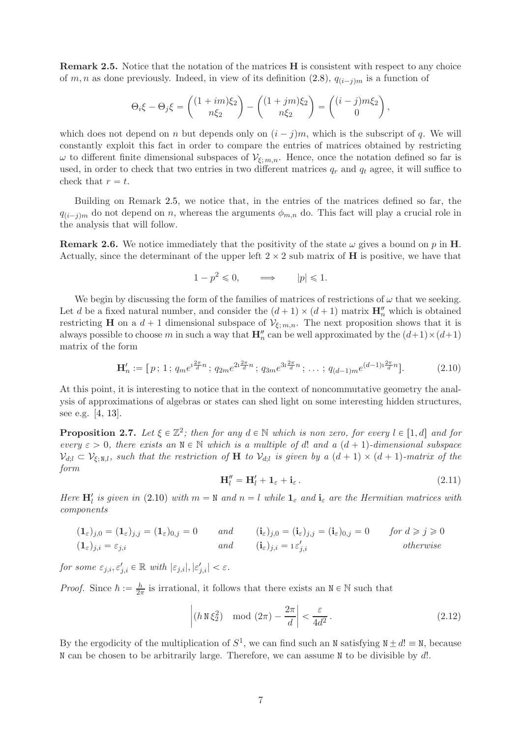**Remark 2.5.** Notice that the notation of the matrices $\mathbf{H}$ is consistent with respect to any choice of $m, n$ as done previously. Indeed, in view of its definition (2.8), $q_{(i-j)m}$ is a function of

$$\Theta_i \xi - \Theta_j \xi = \begin{pmatrix} (1+im)\xi_2 \\ n\xi_2 \end{pmatrix} - \begin{pmatrix} (1+jm)\xi_2 \\ n\xi_2 \end{pmatrix} = \begin{pmatrix} (i-j)m\xi_2 \\ 0 \end{pmatrix},$$

which does not depend on $n$ but depends only on $(i-j)m$, which is the subscript of $q$. We will constantly exploit this fact in order to compare the entries of matrices obtained by restricting $\omega$ to different finite dimensional subspaces of $\mathcal{V}_{\xi;m,n}$. Hence, once the notation defined so far is used, in order to check that two entries in two different matrices $q_r$ and $q_t$ agree, it will suffice to check that $r = t$.

Building on Remark 2.5, we notice that, in the entries of the matrices defined so far, the $q_{(i-j)m}$ do not depend on $n$, whereas the arguments $\phi_{m,n}$ do. This fact will play a crucial role in the analysis that will follow.

**Remark 2.6.** We notice immediately that the positivity of the state $\omega$ gives a bound on $p$ in $\mathbf{H}$. Actually, since the determinant of the upper left $2 \times 2$ sub matrix of $\mathbf{H}$ is positive, we have that

$$1 - p^2 \leqslant 0, \qquad \Longrightarrow \qquad |p| \leqslant 1.$$

We begin by discussing the form of the families of matrices of restrictions of $\omega$ that we seeking. Let $d$ be a fixed natural number, and consider the $(d+1) \times (d+1)$ matrix $\mathbf{H}''_n$ which is obtained restricting $\mathbf{H}$ on a $d+1$ dimensional subspace of $\mathcal{V}_{\xi;m,n}$. The next proposition shows that it is always possible to choose $m$ in such a way that $\mathbf{H}''_n$ can be well approximated by the $(d+1) \times (d+1)$ matrix of the form

$$\mathbf{H}'_n := [\, p\,;\, 1\,;\, q_m e^{\imath \frac{2\pi}{d} n}\,;\, q_{2m} e^{2\imath \frac{2\pi}{d} n}\,;\, q_{3m} e^{3\imath \frac{2\pi}{d} n}\,;\, \dots\,;\, q_{(d-1)m} e^{(d-1)\imath \frac{2\pi}{d} n}]. \tag{2.10}$$

At this point, it is interesting to notice that in the context of noncommutative geometry the analysis of approximations of algebras or states can shed light on some interesting hidden structures, see e.g. [4, 13].

**Proposition 2.7.** *Let $\xi \in \mathbb{Z}^2$; then for any $d \in \mathbb{N}$ which is non zero, for every $l \in [1, d]$ and for every $\varepsilon > 0$, there exists an $\mathtt{N} \in \mathbb{N}$ which is a multiple of $d!$ and a $(d+1)$-dimensional subspace $\mathcal{V}_{d;l} \subset \mathcal{V}_{\xi;\mathtt{N},l}$, such that the restriction of $\mathbf{H}$ to $\mathcal{V}_{d;l}$ is given by a $(d+1) \times (d+1)$-matrix of the form*

$$\mathbf{H}''_l = \mathbf{H}'_l + \mathbf{1}_\varepsilon + \mathbf{i}_\varepsilon\,. \tag{2.11}$$

*Here $\mathbf{H}'_l$ is given in* (2.10) *with $m = \mathtt{N}$ and $n = l$ while $\mathbf{1}_\varepsilon$ and $\mathbf{i}_\varepsilon$ are the Hermitian matrices with components*

$$\begin{array}{llll} (\mathbf{1}_\varepsilon)_{j,0} = (\mathbf{1}_\varepsilon)_{j,j} = (\mathbf{1}_\varepsilon)_{0,j} = 0 & \textit{and} & (\mathbf{i}_\varepsilon)_{j,0} = (\mathbf{i}_\varepsilon)_{j,j} = (\mathbf{i}_\varepsilon)_{0,j} = 0 & \textit{for } d \geqslant j \geqslant 0 \\ (\mathbf{1}_\varepsilon)_{j,i} = \varepsilon_{j,i} & \textit{and} & (\mathbf{i}_\varepsilon)_{j,i} = \imath\, \varepsilon'_{j,i} & \textit{otherwise} \end{array}$$

*for some $\varepsilon_{j,i}, \varepsilon'_{j,i} \in \mathbb{R}$ with $|\varepsilon_{j,i}|, |\varepsilon'_{j,i}| < \varepsilon$.*

*Proof.* Since $\hbar := \frac{h}{2\pi}$ is irrational, it follows that there exists an $\mathtt{N} \in \mathbb{N}$ such that

$$\left| (h\, \mathtt{N}\, \xi_2^2) \mod (2\pi) - \frac{2\pi}{d} \right| < \frac{\varepsilon}{4d^2}\,. \tag{2.12}$$

By the ergodicity of the multiplication of $S^1$, we can find such an $\mathtt{N}$ satisfying $\mathtt{N} \pm d! \equiv \mathtt{N}$, because $\mathtt{N}$ can be chosen to be arbitrarily large. Therefore, we can assume $\mathtt{N}$ to be divisible by $d!$.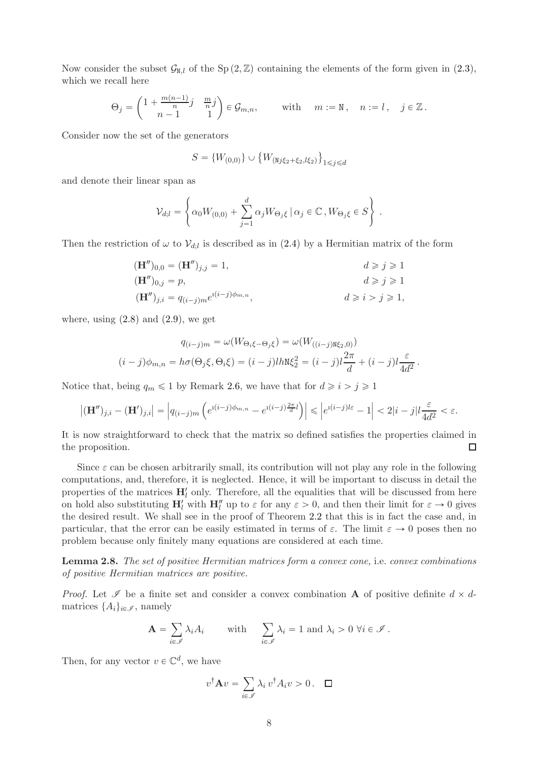Now consider the subset $\mathcal{G}_{\mathtt{N},l}$ of the $\mathrm{Sp}\,(2,\mathbb{Z})$ containing the elements of the form given in (2.3), which we recall here

$$
\Theta_j = \begin{pmatrix} 1+\frac{m(n-1)}{n}j & \frac{m}{n}j \\ n-1 & 1 \end{pmatrix} \in \mathcal{G}_{m,n}, \qquad \text{with} \quad m := \mathtt{N}\,, \quad n := l\,, \quad j \in \mathbb{Z}\,.
$$

Consider now the set of the generators

$$
S = \{W_{(0,0)}\} \cup \left\{W_{(\mathtt{N}j\xi_2+\xi_2, l\xi_2)}\right\}_{1\leqslant j\leqslant d}
$$

and denote their linear span as

$$
\mathcal{V}_{d;l} = \left\{ \alpha_0 W_{(0,0)} + \sum_{j=1}^{d} \alpha_j W_{\Theta_j\xi} \,|\, \alpha_j \in \mathbb{C}\,, W_{\Theta_j\xi} \in S \right\}.
$$

Then the restriction of $\omega$ to $\mathcal{V}_{d;l}$ is described as in (2.4) by a Hermitian matrix of the form

$$
\begin{aligned}
&(\mathbf{H}'')_{0,0} = (\mathbf{H}'')_{j,j} = 1, && d \geqslant j \geqslant 1\\
&(\mathbf{H}'')_{0,j} = p, && d \geqslant j \geqslant 1\\
&(\mathbf{H}'')_{j,i} = q_{(i-j)m} e^{\imath(i-j)\phi_{m,n}}, && d \geqslant i > j \geqslant 1,
\end{aligned}
$$

where, using (2.8) and (2.9), we get

$$
\begin{gathered}
q_{(i-j)m} = \omega(W_{\Theta_i\xi - \Theta_j\xi}) = \omega(W_{((i-j)\mathtt{N}\xi_2,0)})\\
(i-j)\phi_{m,n} = h\sigma(\Theta_j\xi, \Theta_i\xi) = (i-j)lh\mathtt{N}\xi_2^2 = (i-j)l\frac{2\pi}{d} + (i-j)l\frac{\varepsilon}{4d^2}\,.
\end{gathered}
$$

Notice that, being $q_m \leqslant 1$ by Remark 2.6, we have that for $d \geqslant i > j \geqslant 1$

$$
\left|(\mathbf{H}'')_{j,i} - (\mathbf{H}')_{j,i}\right| = \left|q_{(i-j)m}\left(e^{\imath(i-j)\phi_{m,n}} - e^{\imath(i-j)\frac{2\pi}{d}l}\right)\right| \leqslant \left|e^{\imath(i-j)l\varepsilon} - 1\right| < 2|i-j|l\frac{\varepsilon}{4d^2} < \varepsilon.
$$

It is now straightforward to check that the matrix so defined satisfies the properties claimed in the proposition. $\square$

Since $\varepsilon$ can be chosen arbitrarily small, its contribution will not play any role in the following computations, and, therefore, it is neglected. Hence, it will be important to discuss in detail the properties of the matrices $\mathbf{H}'_l$ only. Therefore, all the equalities that will be discussed from here on hold also substituting $\mathbf{H}'_l$ with $\mathbf{H}''_l$ up to $\varepsilon$ for any $\varepsilon > 0$, and then their limit for $\varepsilon \to 0$ gives the desired result. We shall see in the proof of Theorem 2.2 that this is in fact the case and, in particular, that the error can be easily estimated in terms of $\varepsilon$. The limit $\varepsilon \to 0$ poses then no problem because only finitely many equations are considered at each time.

**Lemma 2.8.** *The set of positive Hermitian matrices form a convex cone,* i.e. *convex combinations of positive Hermitian matrices are positive.*

*Proof.* Let $\mathscr{I}$ be a finite set and consider a convex combination $\mathbf{A}$ of positive definite $d \times d$-matrices $\{A_i\}_{i\in\mathscr{I}}$, namely

$$
\mathbf{A} = \sum_{i\in\mathscr{I}} \lambda_i A_i \qquad \text{with} \quad \sum_{i\in\mathscr{I}} \lambda_i = 1 \text{ and } \lambda_i > 0 \ \forall i \in \mathscr{I}\,.
$$

Then, for any vector $v \in \mathbb{C}^d$, we have

$$
v^\dagger \mathbf{A} v = \sum_{i\in\mathscr{I}} \lambda_i\, v^\dagger A_i v > 0\,. \quad \square
$$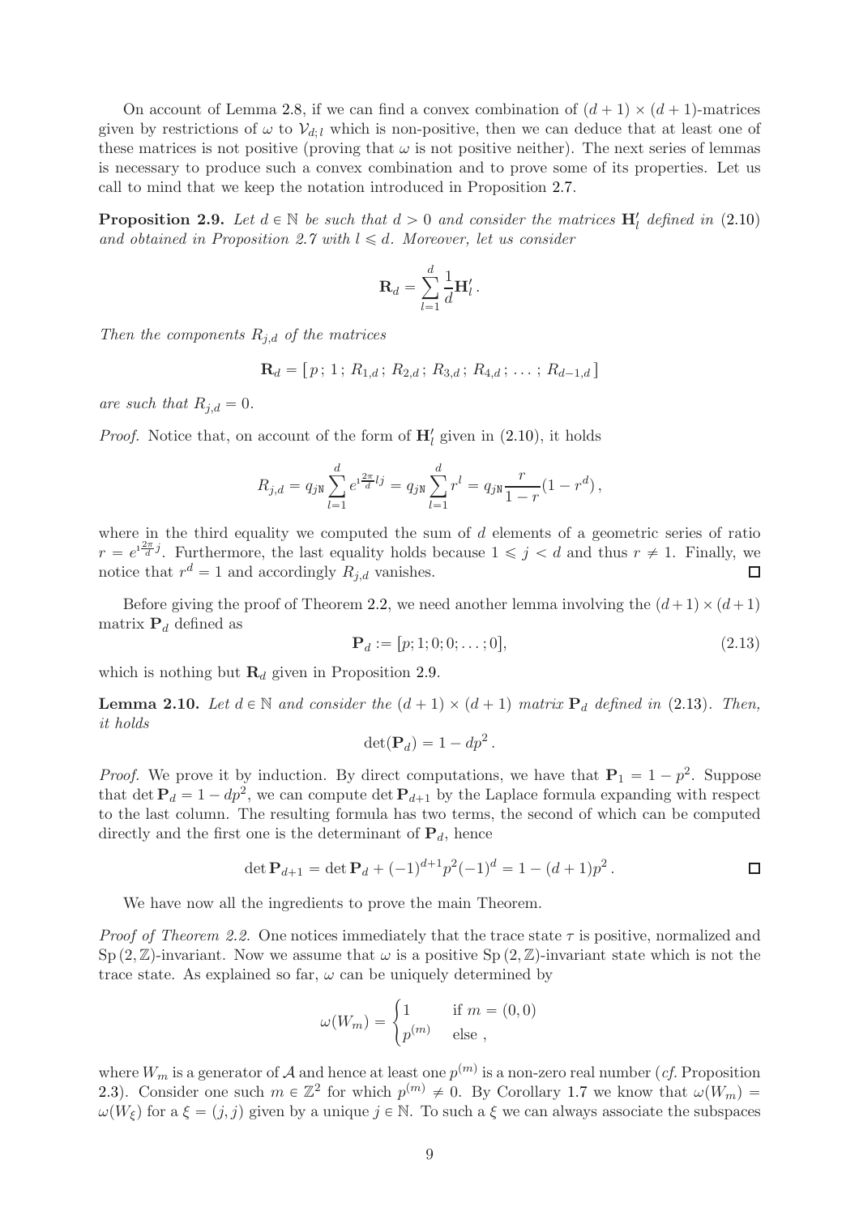On account of Lemma 2.8, if we can find a convex combination of $(d+1) \times (d+1)$-matrices given by restrictions of $\omega$ to $\mathcal{V}_{d;l}$ which is non-positive, then we can deduce that at least one of these matrices is not positive (proving that $\omega$ is not positive neither). The next series of lemmas is necessary to produce such a convex combination and to prove some of its properties. Let us call to mind that we keep the notation introduced in Proposition 2.7.

**Proposition 2.9.** *Let $d \in \mathbb{N}$ be such that $d > 0$ and consider the matrices $\mathbf{H}'_l$ defined in (2.10) and obtained in Proposition 2.7 with $l \leqslant d$. Moreover, let us consider*

$$\mathbf{R}_d = \sum_{l=1}^{d} \frac{1}{d} \mathbf{H}'_l \,.$$

*Then the components $R_{j,d}$ of the matrices*

$$\mathbf{R}_d = [\, p\,;\, 1\,;\, R_{1,d}\,;\, R_{2,d}\,;\, R_{3,d}\,;\, R_{4,d}\,;\, \dots\,;\, R_{d-1,d}\,]$$

*are such that $R_{j,d} = 0$.*

*Proof.* Notice that, on account of the form of $\mathbf{H}'_l$ given in (2.10), it holds

$$R_{j,d} = q_{j\mathtt{N}} \sum_{l=1}^{d} e^{\imath \frac{2\pi}{d} lj} = q_{j\mathtt{N}} \sum_{l=1}^{d} r^l = q_{j\mathtt{N}} \frac{r}{1-r}(1 - r^d)\,,$$

where in the third equality we computed the sum of $d$ elements of a geometric series of ratio $r = e^{\imath \frac{2\pi}{d} j}$. Furthermore, the last equality holds because $1 \leqslant j < d$ and thus $r \neq 1$. Finally, we notice that $r^d = 1$ and accordingly $R_{j,d}$ vanishes. $\square$

Before giving the proof of Theorem 2.2, we need another lemma involving the $(d+1) \times (d+1)$ matrix $\mathbf{P}_d$ defined as

$$\mathbf{P}_d := [p; 1; 0; 0; \dots; 0], \tag{2.13}$$

which is nothing but $\mathbf{R}_d$ given in Proposition 2.9.

**Lemma 2.10.** *Let $d \in \mathbb{N}$ and consider the $(d+1) \times (d+1)$ matrix $\mathbf{P}_d$ defined in (2.13). Then, it holds*

$$\det(\mathbf{P}_d) = 1 - dp^2\,.$$

*Proof.* We prove it by induction. By direct computations, we have that $\mathbf{P}_1 = 1 - p^2$. Suppose that $\det \mathbf{P}_d = 1 - dp^2$, we can compute $\det \mathbf{P}_{d+1}$ by the Laplace formula expanding with respect to the last column. The resulting formula has two terms, the second of which can be computed directly and the first one is the determinant of $\mathbf{P}_d$, hence

$$\det \mathbf{P}_{d+1} = \det \mathbf{P}_d + (-1)^{d+1} p^2 (-1)^d = 1 - (d+1)p^2\,. \qquad \square$$

We have now all the ingredients to prove the main Theorem.

*Proof of Theorem 2.2.* One notices immediately that the trace state $\tau$ is positive, normalized and $\mathrm{Sp}\,(2, \mathbb{Z})$-invariant. Now we assume that $\omega$ is a positive $\mathrm{Sp}\,(2, \mathbb{Z})$-invariant state which is not the trace state. As explained so far, $\omega$ can be uniquely determined by

$$\omega(W_m) = \begin{cases} 1 & \text{if } m = (0,0) \\ p^{(m)} & \text{else}\,, \end{cases}$$

where $W_m$ is a generator of $\mathcal{A}$ and hence at least one $p^{(m)}$ is a non-zero real number (*cf.* Proposition 2.3). Consider one such $m \in \mathbb{Z}^2$ for which $p^{(m)} \neq 0$. By Corollary 1.7 we know that $\omega(W_m) = \omega(W_\xi)$ for a $\xi = (j,j)$ given by a unique $j \in \mathbb{N}$. To such a $\xi$ we can always associate the subspaces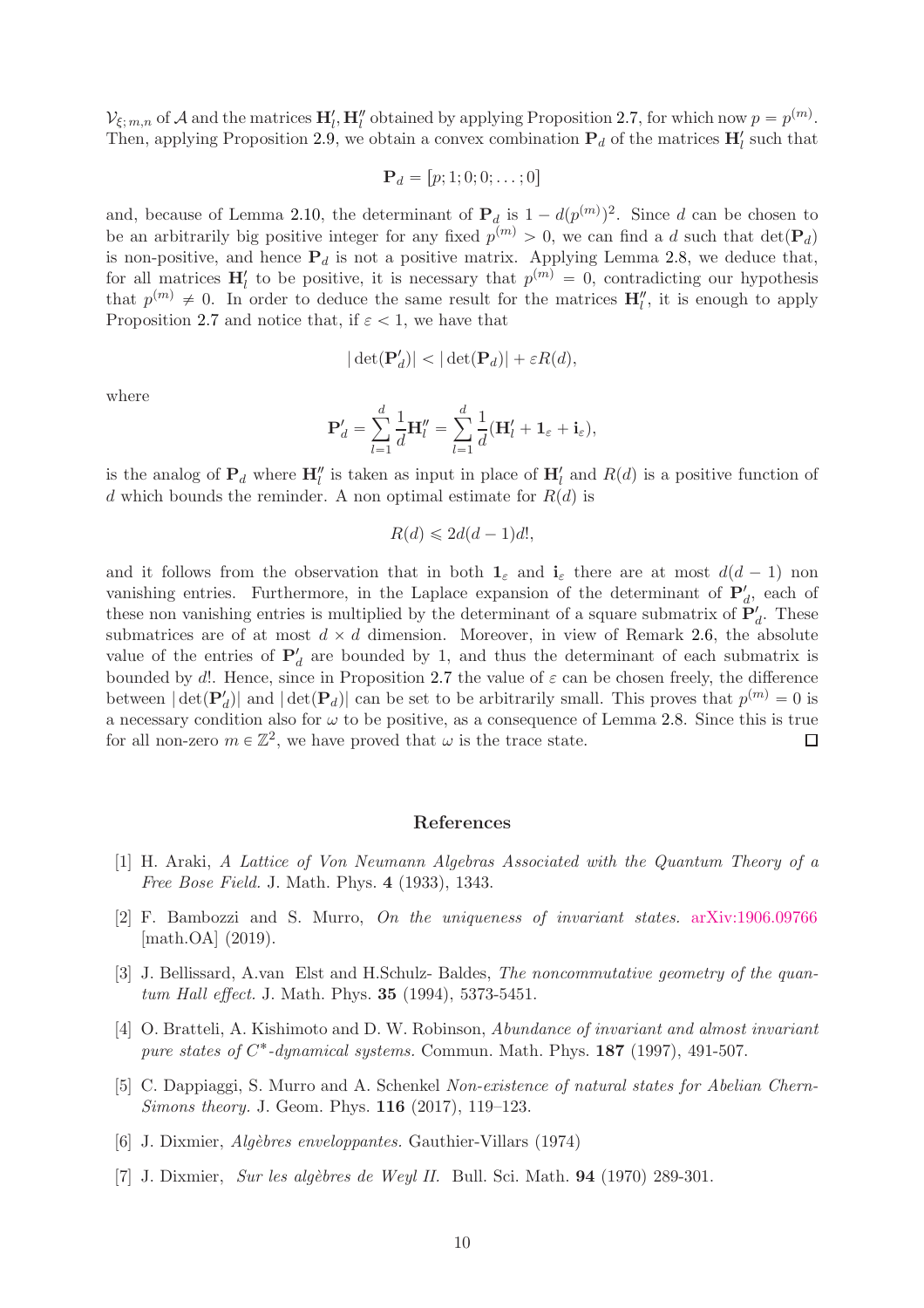$\mathcal{V}_{\xi;m,n}$ of $\mathcal{A}$ and the matrices $\mathbf{H}'_l, \mathbf{H}''_l$ obtained by applying Proposition 2.7, for which now $p = p^{(m)}$. Then, applying Proposition 2.9, we obtain a convex combination $\mathbf{P}_d$ of the matrices $\mathbf{H}'_l$ such that

$$\mathbf{P}_d = [p; 1; 0; 0; \ldots; 0]$$

and, because of Lemma 2.10, the determinant of $\mathbf{P}_d$ is $1 - d(p^{(m)})^2$. Since $d$ can be chosen to be an arbitrarily big positive integer for any fixed $p^{(m)} > 0$, we can find a $d$ such that $\det(\mathbf{P}_d)$ is non-positive, and hence $\mathbf{P}_d$ is not a positive matrix. Applying Lemma 2.8, we deduce that, for all matrices $\mathbf{H}'_l$ to be positive, it is necessary that $p^{(m)} = 0$, contradicting our hypothesis that $p^{(m)} \neq 0$. In order to deduce the same result for the matrices $\mathbf{H}''_l$, it is enough to apply Proposition 2.7 and notice that, if $\varepsilon < 1$, we have that

$$|\det(\mathbf{P}'_d)| < |\det(\mathbf{P}_d)| + \varepsilon R(d),$$

where

$$\mathbf{P}'_d = \sum_{l=1}^{d} \frac{1}{d} \mathbf{H}''_l = \sum_{l=1}^{d} \frac{1}{d} (\mathbf{H}'_l + \mathbf{1}_\varepsilon + \mathbf{i}_\varepsilon),$$

is the analog of $\mathbf{P}_d$ where $\mathbf{H}''_l$ is taken as input in place of $\mathbf{H}'_l$ and $R(d)$ is a positive function of $d$ which bounds the reminder. A non optimal estimate for $R(d)$ is

$$R(d) \leqslant 2d(d-1)d!,$$

and it follows from the observation that in both $\mathbf{1}_\varepsilon$ and $\mathbf{i}_\varepsilon$ there are at most $d(d-1)$ non vanishing entries. Furthermore, in the Laplace expansion of the determinant of $\mathbf{P}'_d$, each of these non vanishing entries is multiplied by the determinant of a square submatrix of $\mathbf{P}'_d$. These submatrices are of at most $d \times d$ dimension. Moreover, in view of Remark 2.6, the absolute value of the entries of $\mathbf{P}'_d$ are bounded by 1, and thus the determinant of each submatrix is bounded by $d!$. Hence, since in Proposition 2.7 the value of $\varepsilon$ can be chosen freely, the difference between $|\det(\mathbf{P}'_d)|$ and $|\det(\mathbf{P}_d)|$ can be set to be arbitrarily small. This proves that $p^{(m)} = 0$ is a necessary condition also for $\omega$ to be positive, as a consequence of Lemma 2.8. Since this is true for all non-zero $m \in \mathbb{Z}^2$, we have proved that $\omega$ is the trace state. □

## References

[1] H. Araki, *A Lattice of Von Neumann Algebras Associated with the Quantum Theory of a Free Bose Field.* J. Math. Phys. **4** (1933), 1343.

[2] F. Bambozzi and S. Murro, *On the uniqueness of invariant states.* arXiv:1906.09766 [math.OA] (2019).

[3] J. Bellissard, A.van Elst and H.Schulz- Baldes, *The noncommutative geometry of the quantum Hall effect.* J. Math. Phys. **35** (1994), 5373-5451.

[4] O. Bratteli, A. Kishimoto and D. W. Robinson, *Abundance of invariant and almost invariant pure states of $C^*$-dynamical systems.* Commun. Math. Phys. **187** (1997), 491-507.

[5] C. Dappiaggi, S. Murro and A. Schenkel *Non-existence of natural states for Abelian Chern-Simons theory.* J. Geom. Phys. **116** (2017), 119–123.

[6] J. Dixmier, *Algèbres enveloppantes.* Gauthier-Villars (1974)

[7] J. Dixmier, *Sur les algèbres de Weyl II.* Bull. Sci. Math. **94** (1970) 289-301.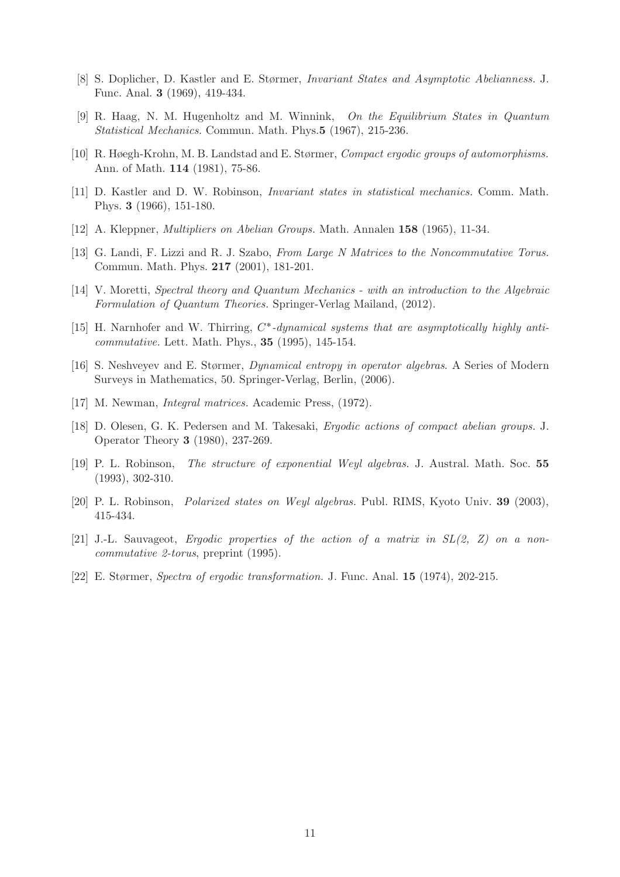[8] S. Doplicher, D. Kastler and E. Størmer, *Invariant States and Asymptotic Abelianness.* J. Func. Anal. **3** (1969), 419-434.

[9] R. Haag, N. M. Hugenholtz and M. Winnink, *On the Equilibrium States in Quantum Statistical Mechanics.* Commun. Math. Phys.**5** (1967), 215-236.

[10] R. Høegh-Krohn, M. B. Landstad and E. Størmer, *Compact ergodic groups of automorphisms.* Ann. of Math. **114** (1981), 75-86.

[11] D. Kastler and D. W. Robinson, *Invariant states in statistical mechanics.* Comm. Math. Phys. **3** (1966), 151-180.

[12] A. Kleppner, *Multipliers on Abelian Groups.* Math. Annalen **158** (1965), 11-34.

[13] G. Landi, F. Lizzi and R. J. Szabo, *From Large N Matrices to the Noncommutative Torus.* Commun. Math. Phys. **217** (2001), 181-201.

[14] V. Moretti, *Spectral theory and Quantum Mechanics - with an introduction to the Algebraic Formulation of Quantum Theories.* Springer-Verlag Mailand, (2012).

[15] H. Narnhofer and W. Thirring, *$C^*$-dynamical systems that are asymptotically highly anti-commutative.* Lett. Math. Phys., **35** (1995), 145-154.

[16] S. Neshveyev and E. Størmer, *Dynamical entropy in operator algebras*. A Series of Modern Surveys in Mathematics, 50. Springer-Verlag, Berlin, (2006).

[17] M. Newman, *Integral matrices.* Academic Press, (1972).

[18] D. Olesen, G. K. Pedersen and M. Takesaki, *Ergodic actions of compact abelian groups.* J. Operator Theory **3** (1980), 237-269.

[19] P. L. Robinson, *The structure of exponential Weyl algebras.* J. Austral. Math. Soc. **55** (1993), 302-310.

[20] P. L. Robinson, *Polarized states on Weyl algebras.* Publ. RIMS, Kyoto Univ. **39** (2003), 415-434.

[21] J.-L. Sauvageot, *Ergodic properties of the action of a matrix in SL(2, Z) on a non-commutative 2-torus*, preprint (1995).

[22] E. Størmer, *Spectra of ergodic transformation.* J. Func. Anal. **15** (1974), 202-215.